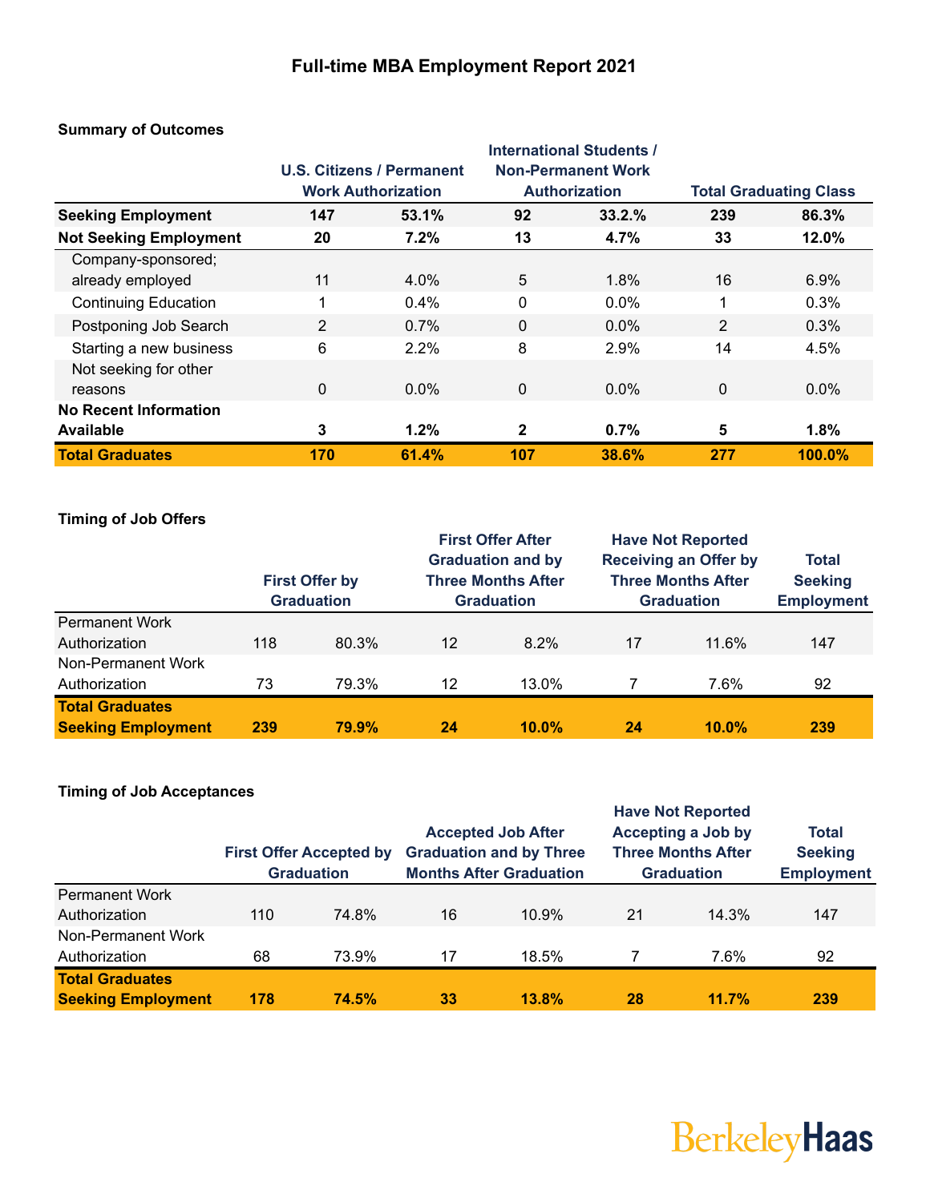# Full-time MBA Employment Report 2021

## Summary of Outcomes

| | U.S. Citizens / Permanent Work Authorization | | International Students / Non-Permanent Work Authorization | | Total Graduating Class | |
|---|---|---|---|---|---|---|
| **Seeking Employment** | **147** | **53.1%** | **92** | **33.2.%** | **239** | **86.3%** |
| **Not Seeking Employment** | **20** | **7.2%** | **13** | **4.7%** | **33** | **12.0%** |
| Company-sponsored; already employed | 11 | 4.0% | 5 | 1.8% | 16 | 6.9% |
| Continuing Education | 1 | 0.4% | 0 | 0.0% | 1 | 0.3% |
| Postponing Job Search | 2 | 0.7% | 0 | 0.0% | 2 | 0.3% |
| Starting a new business | 6 | 2.2% | 8 | 2.9% | 14 | 4.5% |
| Not seeking for other reasons | 0 | 0.0% | 0 | 0.0% | 0 | 0.0% |
| **No Recent Information Available** | **3** | **1.2%** | **2** | **0.7%** | **5** | **1.8%** |
| **Total Graduates** | **170** | **61.4%** | **107** | **38.6%** | **277** | **100.0%** |

## Timing of Job Offers

| | First Offer by Graduation | | First Offer After Graduation and by Three Months After Graduation | | Have Not Reported Receiving an Offer by Three Months After Graduation | | Total Seeking Employment |
|---|---|---|---|---|---|---|---|
| Permanent Work Authorization | 118 | 80.3% | 12 | 8.2% | 17 | 11.6% | 147 |
| Non-Permanent Work Authorization | 73 | 79.3% | 12 | 13.0% | 7 | 7.6% | 92 |
| **Total Graduates Seeking Employment** | **239** | **79.9%** | **24** | **10.0%** | **24** | **10.0%** | **239** |

## Timing of Job Acceptances

| | First Offer Accepted by Graduation | | Accepted Job After Graduation and by Three Months After Graduation | | Have Not Reported Accepting a Job by Three Months After Graduation | | Total Seeking Employment |
|---|---|---|---|---|---|---|---|
| Permanent Work Authorization | 110 | 74.8% | 16 | 10.9% | 21 | 14.3% | 147 |
| Non-Permanent Work Authorization | 68 | 73.9% | 17 | 18.5% | 7 | 7.6% | 92 |
| **Total Graduates Seeking Employment** | **178** | **74.5%** | **33** | **13.8%** | **28** | **11.7%** | **239** |

BerkeleyHaas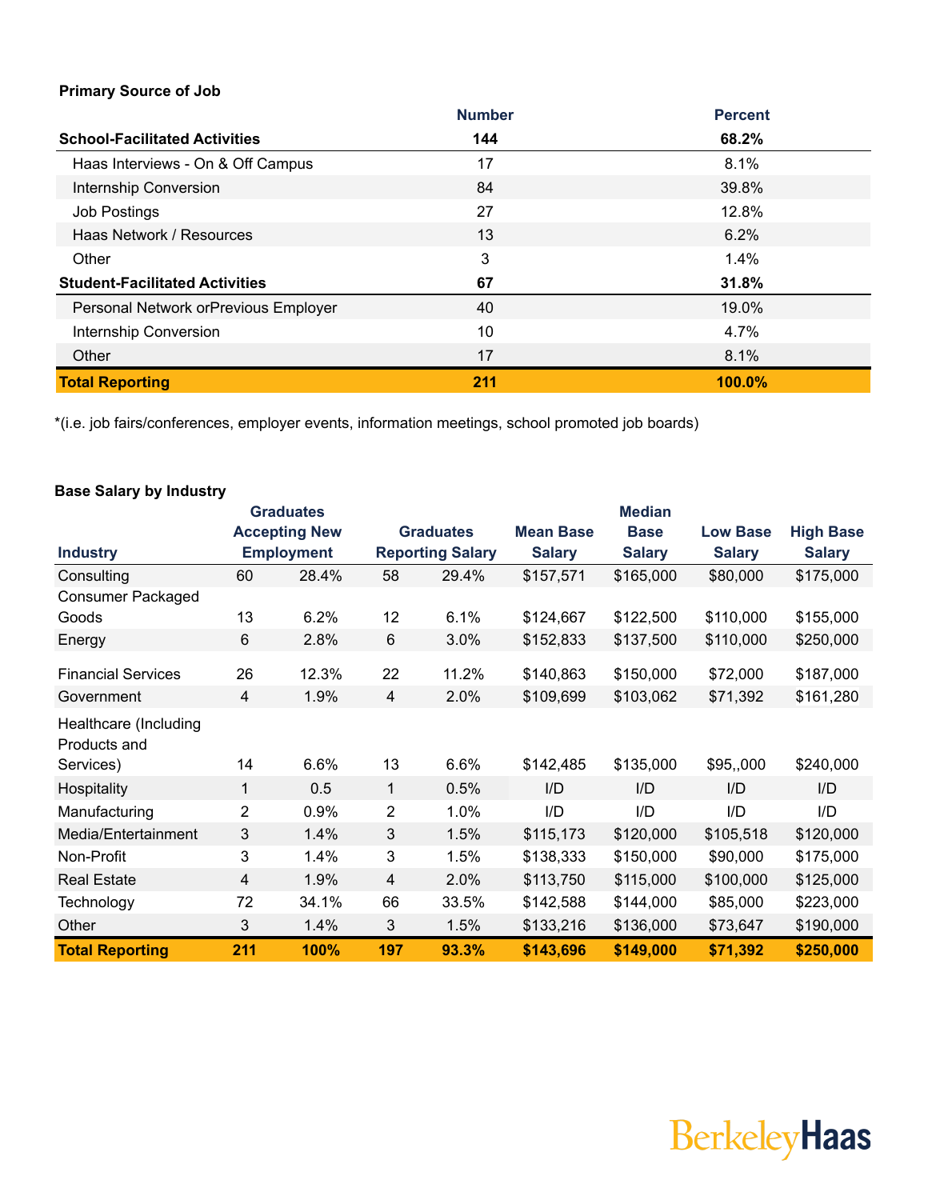### Primary Source of Job

| | Number | Percent |
|---|---|---|
| **School-Facilitated Activities** | **144** | **68.2%** |
| Haas Interviews - On & Off Campus | 17 | 8.1% |
| Internship Conversion | 84 | 39.8% |
| Job Postings | 27 | 12.8% |
| Haas Network / Resources | 13 | 6.2% |
| Other | 3 | 1.4% |
| **Student-Facilitated Activities** | **67** | **31.8%** |
| Personal Network orPrevious Employer | 40 | 19.0% |
| Internship Conversion | 10 | 4.7% |
| Other | 17 | 8.1% |
| **Total Reporting** | **211** | **100.0%** |

*(i.e. job fairs/conferences, employer events, information meetings, school promoted job boards)

### Base Salary by Industry

| Industry | Graduates Accepting New Employment | | Graduates Reporting Salary | | Mean Base Salary | Median Base Salary | Low Base Salary | High Base Salary |
|---|---|---|---|---|---|---|---|---|
| Consulting | 60 | 28.4% | 58 | 29.4% | $157,571 | $165,000 | $80,000 | $175,000 |
| Consumer Packaged Goods | 13 | 6.2% | 12 | 6.1% | $124,667 | $122,500 | $110,000 | $155,000 |
| Energy | 6 | 2.8% | 6 | 3.0% | $152,833 | $137,500 | $110,000 | $250,000 |
| Financial Services | 26 | 12.3% | 22 | 11.2% | $140,863 | $150,000 | $72,000 | $187,000 |
| Government | 4 | 1.9% | 4 | 2.0% | $109,699 | $103,062 | $71,392 | $161,280 |
| Healthcare (Including Products and Services) | 14 | 6.6% | 13 | 6.6% | $142,485 | $135,000 | $95,,000 | $240,000 |
| Hospitality | 1 | 0.5 | 1 | 0.5% | I/D | I/D | I/D | I/D |
| Manufacturing | 2 | 0.9% | 2 | 1.0% | I/D | I/D | I/D | I/D |
| Media/Entertainment | 3 | 1.4% | 3 | 1.5% | $115,173 | $120,000 | $105,518 | $120,000 |
| Non-Profit | 3 | 1.4% | 3 | 1.5% | $138,333 | $150,000 | $90,000 | $175,000 |
| Real Estate | 4 | 1.9% | 4 | 2.0% | $113,750 | $115,000 | $100,000 | $125,000 |
| Technology | 72 | 34.1% | 66 | 33.5% | $142,588 | $144,000 | $85,000 | $223,000 |
| Other | 3 | 1.4% | 3 | 1.5% | $133,216 | $136,000 | $73,647 | $190,000 |
| **Total Reporting** | **211** | **100%** | **197** | **93.3%** | **$143,696** | **$149,000** | **$71,392** | **$250,000** |

BerkeleyHaas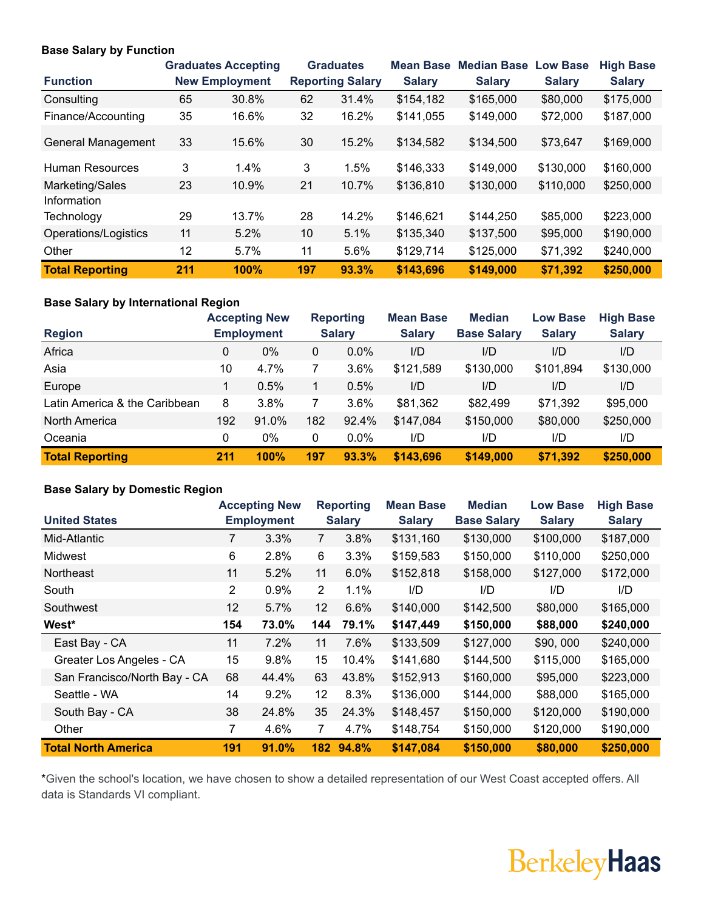### Base Salary by Function

| Function | Graduates Accepting New Employment | | Graduates Reporting Salary | | Mean Base Salary | Median Base Salary | Low Base Salary | High Base Salary |
|---|---|---|---|---|---|---|---|---|
| Consulting | 65 | 30.8% | 62 | 31.4% | $154,182 | $165,000 | $80,000 | $175,000 |
| Finance/Accounting | 35 | 16.6% | 32 | 16.2% | $141,055 | $149,000 | $72,000 | $187,000 |
| General Management | 33 | 15.6% | 30 | 15.2% | $134,582 | $134,500 | $73,647 | $169,000 |
| Human Resources | 3 | 1.4% | 3 | 1.5% | $146,333 | $149,000 | $130,000 | $160,000 |
| Marketing/Sales | 23 | 10.9% | 21 | 10.7% | $136,810 | $130,000 | $110,000 | $250,000 |
| Information Technology | 29 | 13.7% | 28 | 14.2% | $146,621 | $144,250 | $85,000 | $223,000 |
| Operations/Logistics | 11 | 5.2% | 10 | 5.1% | $135,340 | $137,500 | $95,000 | $190,000 |
| Other | 12 | 5.7% | 11 | 5.6% | $129,714 | $125,000 | $71,392 | $240,000 |
| **Total Reporting** | **211** | **100%** | **197** | **93.3%** | **$143,696** | **$149,000** | **$71,392** | **$250,000** |

### Base Salary by International Region

| Region | Accepting New Employment | | Reporting Salary | | Mean Base Salary | Median Base Salary | Low Base Salary | High Base Salary |
|---|---|---|---|---|---|---|---|---|
| Africa | 0 | 0% | 0 | 0.0% | I/D | I/D | I/D | I/D |
| Asia | 10 | 4.7% | 7 | 3.6% | $121,589 | $130,000 | $101,894 | $130,000 |
| Europe | 1 | 0.5% | 1 | 0.5% | I/D | I/D | I/D | I/D |
| Latin America & the Caribbean | 8 | 3.8% | 7 | 3.6% | $81,362 | $82,499 | $71,392 | $95,000 |
| North America | 192 | 91.0% | 182 | 92.4% | $147,084 | $150,000 | $80,000 | $250,000 |
| Oceania | 0 | 0% | 0 | 0.0% | I/D | I/D | I/D | I/D |
| **Total Reporting** | **211** | **100%** | **197** | **93.3%** | **$143,696** | **$149,000** | **$71,392** | **$250,000** |

### Base Salary by Domestic Region

| United States | Accepting New Employment | | Reporting Salary | | Mean Base Salary | Median Base Salary | Low Base Salary | High Base Salary |
|---|---|---|---|---|---|---|---|---|
| Mid-Atlantic | 7 | 3.3% | 7 | 3.8% | $131,160 | $130,000 | $100,000 | $187,000 |
| Midwest | 6 | 2.8% | 6 | 3.3% | $159,583 | $150,000 | $110,000 | $250,000 |
| Northeast | 11 | 5.2% | 11 | 6.0% | $152,818 | $158,000 | $127,000 | $172,000 |
| South | 2 | 0.9% | 2 | 1.1% | I/D | I/D | I/D | I/D |
| Southwest | 12 | 5.7% | 12 | 6.6% | $140,000 | $142,500 | $80,000 | $165,000 |
| **West*** | **154** | **73.0%** | **144** | **79.1%** | **$147,449** | **$150,000** | **$88,000** | **$240,000** |
| East Bay - CA | 11 | 7.2% | 11 | 7.6% | $133,509 | $127,000 | $90, 000 | $240,000 |
| Greater Los Angeles - CA | 15 | 9.8% | 15 | 10.4% | $141,680 | $144,500 | $115,000 | $165,000 |
| San Francisco/North Bay - CA | 68 | 44.4% | 63 | 43.8% | $152,913 | $160,000 | $95,000 | $223,000 |
| Seattle - WA | 14 | 9.2% | 12 | 8.3% | $136,000 | $144,000 | $88,000 | $165,000 |
| South Bay - CA | 38 | 24.8% | 35 | 24.3% | $148,457 | $150,000 | $120,000 | $190,000 |
| Other | 7 | 4.6% | 7 | 4.7% | $148,754 | $150,000 | $120,000 | $190,000 |
| **Total North America** | **191** | **91.0%** | **182** | **94.8%** | **$147,084** | **$150,000** | **$80,000** | **$250,000** |

*Given the school's location, we have chosen to show a detailed representation of our West Coast accepted offers. All data is Standards VI compliant.

BerkeleyHaas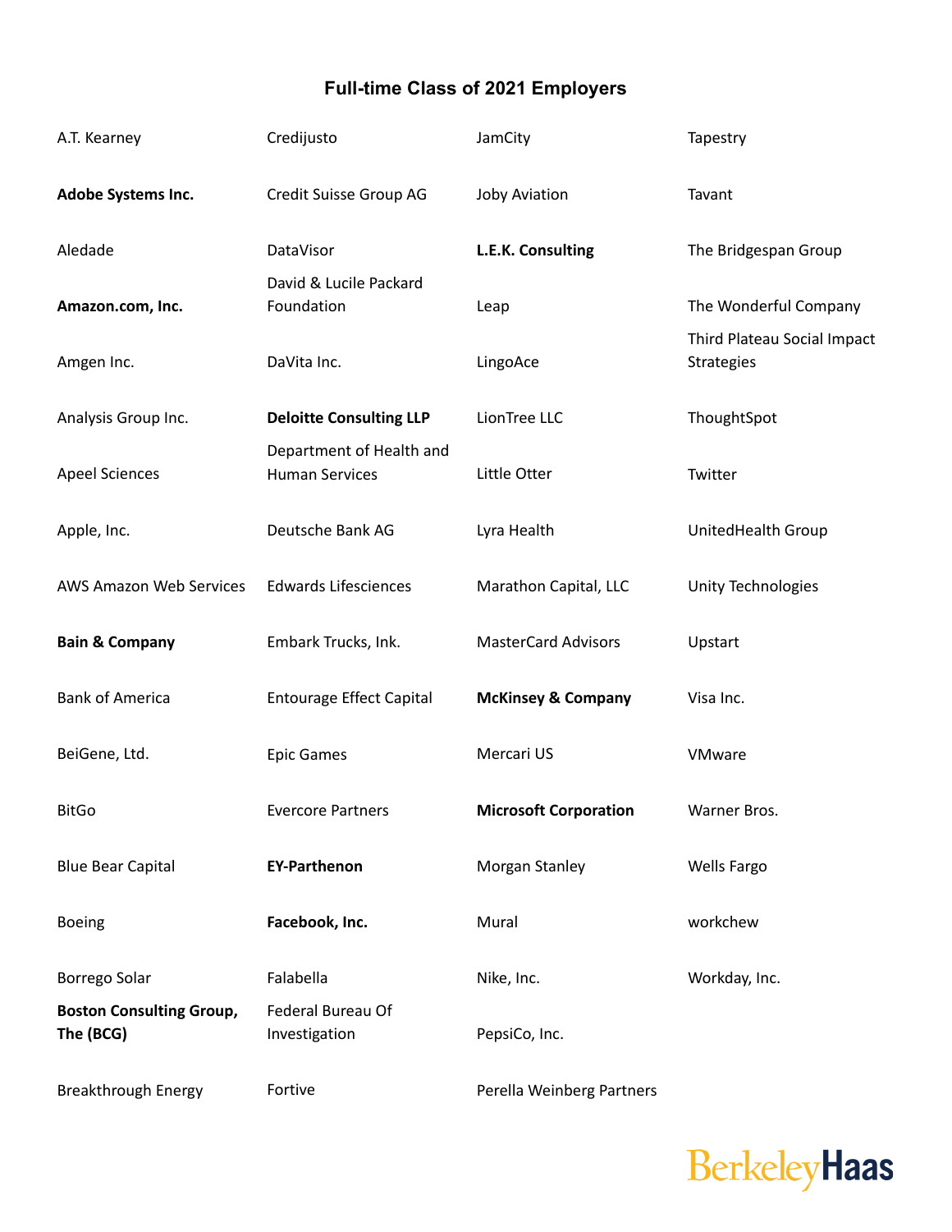## Full-time Class of 2021 Employers

A.T. Kearney
**Adobe Systems Inc.**
Aledade
**Amazon.com, Inc.**
Amgen Inc.
Analysis Group Inc.
Apeel Sciences
Apple, Inc.
AWS Amazon Web Services
**Bain & Company**
Bank of America
BeiGene, Ltd.
BitGo
Blue Bear Capital
Boeing
Borrego Solar
**Boston Consulting Group, The (BCG)**
Breakthrough Energy
Credijusto
Credit Suisse Group AG
DataVisor
David & Lucile Packard Foundation
DaVita Inc.
**Deloitte Consulting LLP**
Department of Health and Human Services
Deutsche Bank AG
Edwards Lifesciences
Embark Trucks, Ink.
Entourage Effect Capital
Epic Games
Evercore Partners
**EY-Parthenon**
**Facebook, Inc.**
Falabella
Federal Bureau Of Investigation
Fortive
JamCity
Joby Aviation
**L.E.K. Consulting**
Leap
LingoAce
LionTree LLC
Little Otter
Lyra Health
Marathon Capital, LLC
MasterCard Advisors
**McKinsey & Company**
Mercari US
**Microsoft Corporation**
Morgan Stanley
Mural
Nike, Inc.
PepsiCo, Inc.
Perella Weinberg Partners
Tapestry
Tavant
The Bridgespan Group
The Wonderful Company
Third Plateau Social Impact Strategies
ThoughtSpot
Twitter
UnitedHealth Group
Unity Technologies
Upstart
Visa Inc.
VMware
Warner Bros.
Wells Fargo
workchew
Workday, Inc.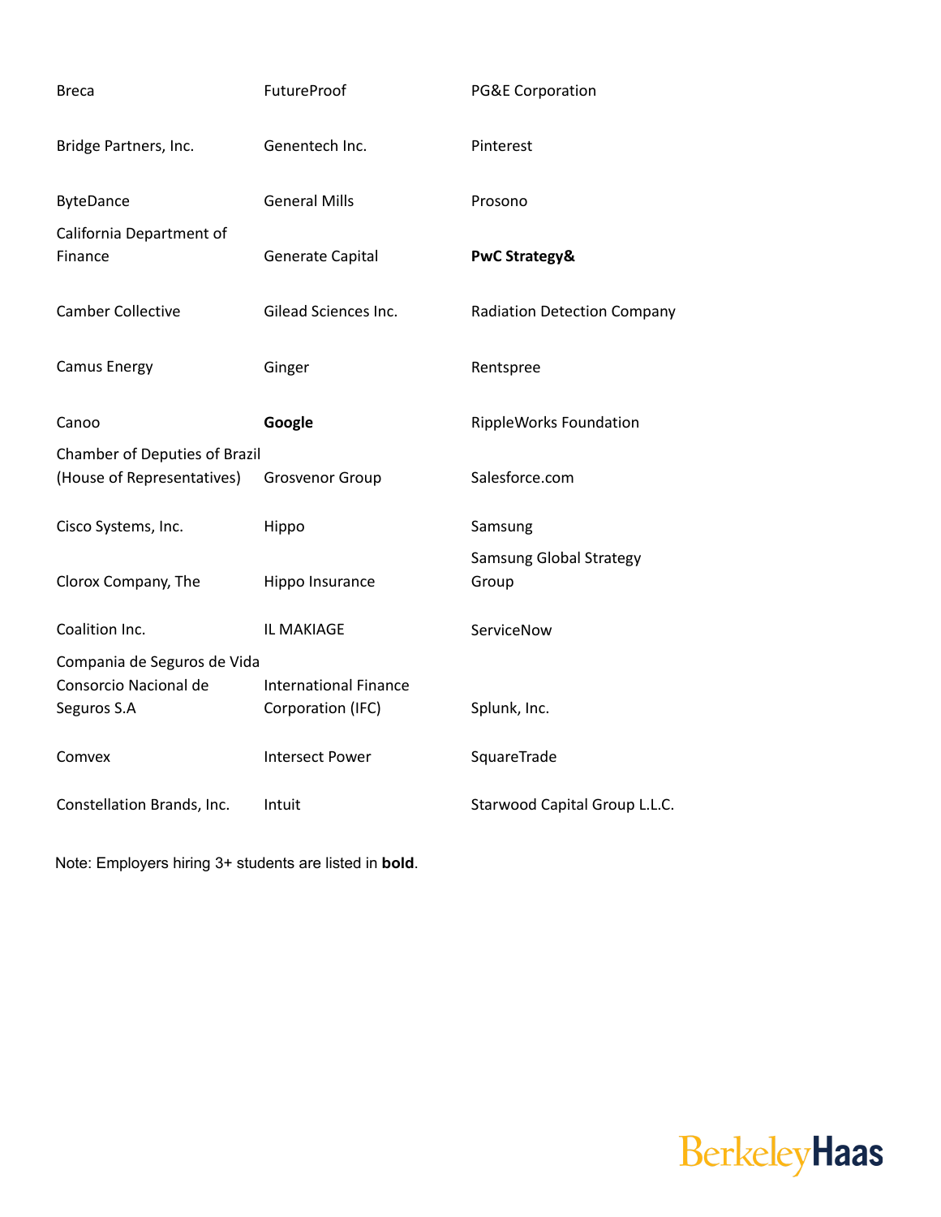Breca

Bridge Partners, Inc.

ByteDance

California Department of Finance

Camber Collective

Camus Energy

Canoo

Chamber of Deputies of Brazil (House of Representatives)

Cisco Systems, Inc.

Clorox Company, The

Coalition Inc.

Compania de Seguros de Vida Consorcio Nacional de Seguros S.A

Comvex

Constellation Brands, Inc.

FutureProof

Genentech Inc.

General Mills

Generate Capital

Gilead Sciences Inc.

Ginger

**Google**

Grosvenor Group

Hippo

Hippo Insurance

IL MAKIAGE

International Finance Corporation (IFC)

Intersect Power

Intuit

PG&E Corporation

Pinterest

Prosono

**PwC Strategy&**

Radiation Detection Company

Rentspree

RippleWorks Foundation

Salesforce.com

Samsung

Samsung Global Strategy Group

ServiceNow

Splunk, Inc.

SquareTrade

Starwood Capital Group L.L.C.

Note: Employers hiring 3+ students are listed in **bold**.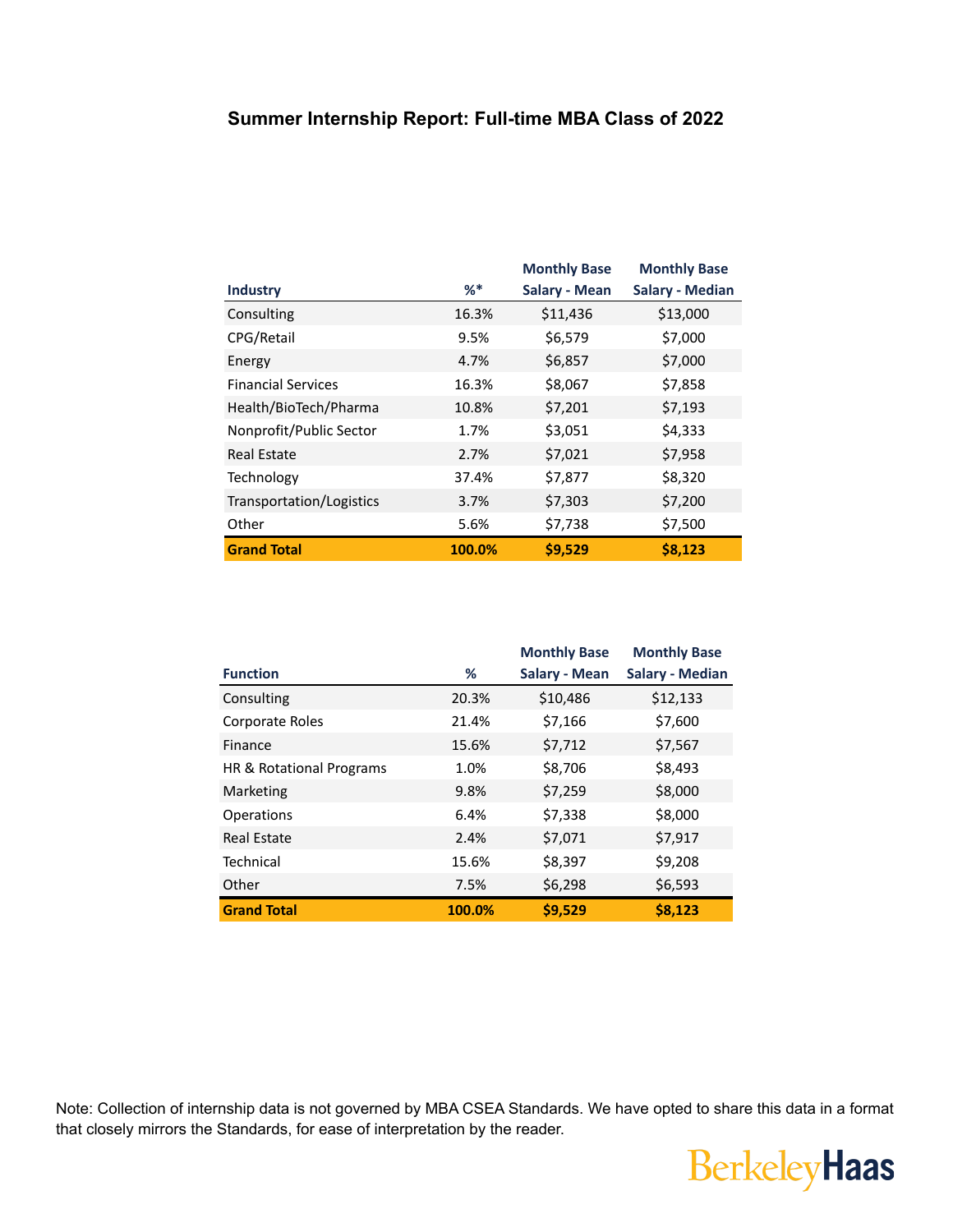# Summer Internship Report: Full-time MBA Class of 2022

| Industry | %* | Monthly Base Salary - Mean | Monthly Base Salary - Median |
|---|---|---|---|
| Consulting | 16.3% | $11,436 | $13,000 |
| CPG/Retail | 9.5% | $6,579 | $7,000 |
| Energy | 4.7% | $6,857 | $7,000 |
| Financial Services | 16.3% | $8,067 | $7,858 |
| Health/BioTech/Pharma | 10.8% | $7,201 | $7,193 |
| Nonprofit/Public Sector | 1.7% | $3,051 | $4,333 |
| Real Estate | 2.7% | $7,021 | $7,958 |
| Technology | 37.4% | $7,877 | $8,320 |
| Transportation/Logistics | 3.7% | $7,303 | $7,200 |
| Other | 5.6% | $7,738 | $7,500 |
| **Grand Total** | **100.0%** | **$9,529** | **$8,123** |

| Function | % | Monthly Base Salary - Mean | Monthly Base Salary - Median |
|---|---|---|---|
| Consulting | 20.3% | $10,486 | $12,133 |
| Corporate Roles | 21.4% | $7,166 | $7,600 |
| Finance | 15.6% | $7,712 | $7,567 |
| HR & Rotational Programs | 1.0% | $8,706 | $8,493 |
| Marketing | 9.8% | $7,259 | $8,000 |
| Operations | 6.4% | $7,338 | $8,000 |
| Real Estate | 2.4% | $7,071 | $7,917 |
| Technical | 15.6% | $8,397 | $9,208 |
| Other | 7.5% | $6,298 | $6,593 |
| **Grand Total** | **100.0%** | **$9,529** | **$8,123** |

Note: Collection of internship data is not governed by MBA CSEA Standards. We have opted to share this data in a format that closely mirrors the Standards, for ease of interpretation by the reader.

Berkeley Haas